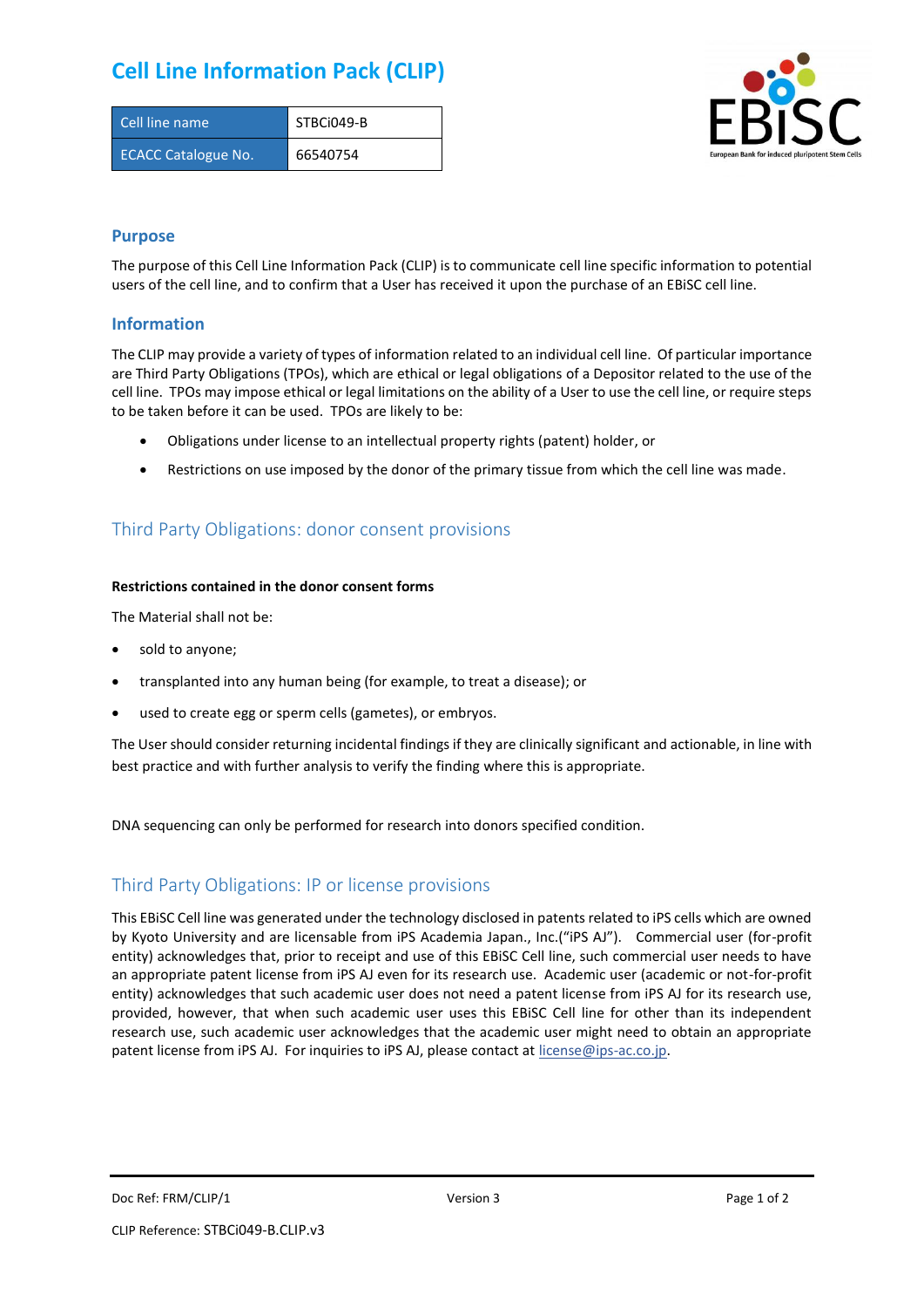# Cell Line Information Pack (CLIP)

| Cell line name | STBCi049-B |
| --- | --- |
| ECACC Catalogue No. | 66540754 |

## Purpose

The purpose of this Cell Line Information Pack (CLIP) is to communicate cell line specific information to potential users of the cell line, and to confirm that a User has received it upon the purchase of an EBiSC cell line.

## Information

The CLIP may provide a variety of types of information related to an individual cell line. Of particular importance are Third Party Obligations (TPOs), which are ethical or legal obligations of a Depositor related to the use of the cell line. TPOs may impose ethical or legal limitations on the ability of a User to use the cell line, or require steps to be taken before it can be used. TPOs are likely to be:

- Obligations under license to an intellectual property rights (patent) holder, or
- Restrictions on use imposed by the donor of the primary tissue from which the cell line was made.

## Third Party Obligations: donor consent provisions

**Restrictions contained in the donor consent forms**

The Material shall not be:

- sold to anyone;
- transplanted into any human being (for example, to treat a disease); or
- used to create egg or sperm cells (gametes), or embryos.

The User should consider returning incidental findings if they are clinically significant and actionable, in line with best practice and with further analysis to verify the finding where this is appropriate.

DNA sequencing can only be performed for research into donors specified condition.

## Third Party Obligations: IP or license provisions

This EBiSC Cell line was generated under the technology disclosed in patents related to iPS cells which are owned by Kyoto University and are licensable from iPS Academia Japan., Inc.("iPS AJ"). Commercial user (for-profit entity) acknowledges that, prior to receipt and use of this EBiSC Cell line, such commercial user needs to have an appropriate patent license from iPS AJ even for its research use. Academic user (academic or not-for-profit entity) acknowledges that such academic user does not need a patent license from iPS AJ for its research use, provided, however, that when such academic user uses this EBiSC Cell line for other than its independent research use, such academic user acknowledges that the academic user might need to obtain an appropriate patent license from iPS AJ. For inquiries to iPS AJ, please contact at license@ips-ac.co.jp.

Doc Ref: FRM/CLIP/1 Version 3

CLIP Reference: STBCi049-B.CLIP.v3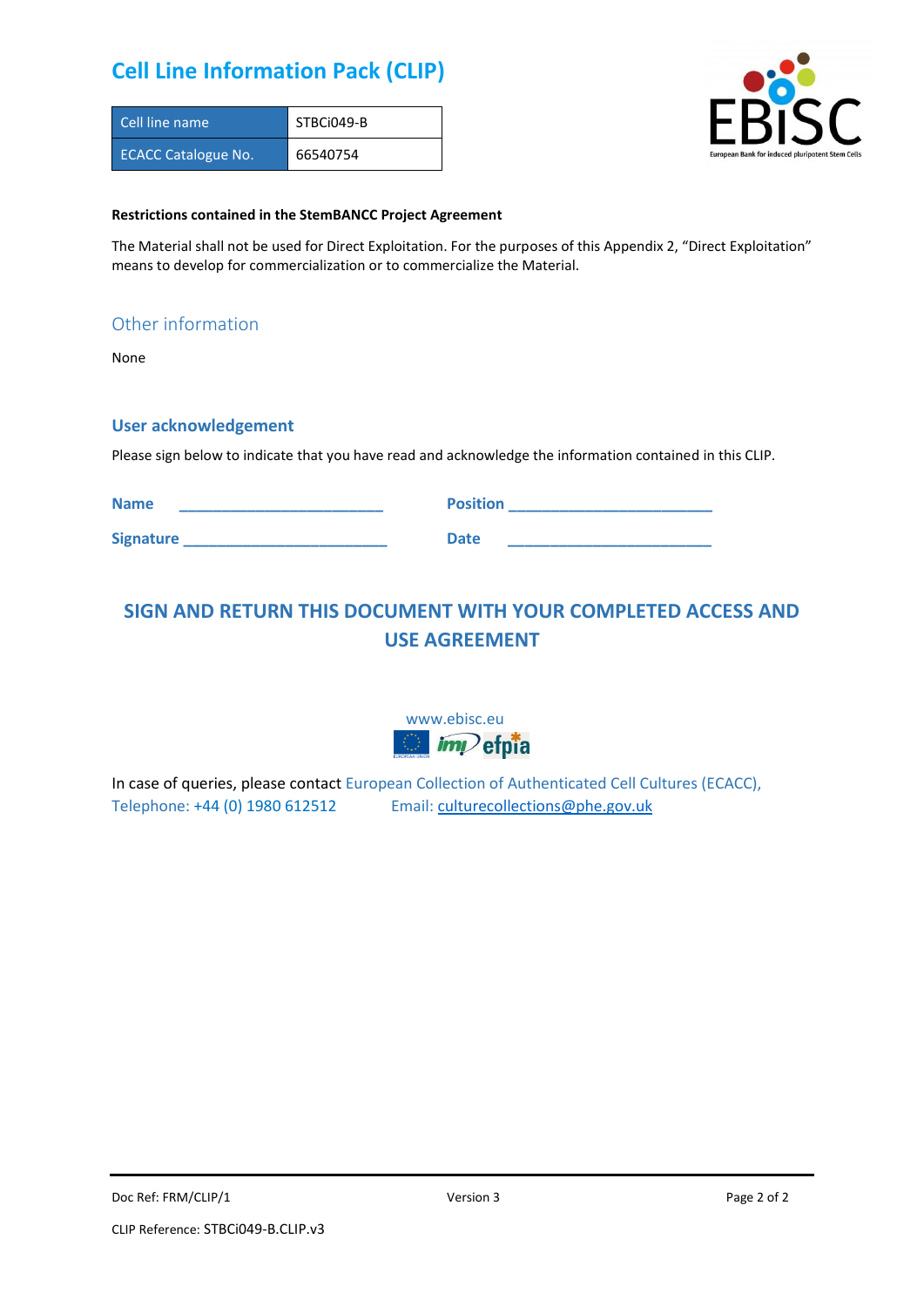# Cell Line Information Pack (CLIP)

| | |
|---|---|
| Cell line name | STBCi049-B |
| ECACC Catalogue No. | 66540754 |

**Restrictions contained in the StemBANCC Project Agreement**

The Material shall not be used for Direct Exploitation. For the purposes of this Appendix 2, "Direct Exploitation" means to develop for commercialization or to commercialize the Material.

## Other information

None

## User acknowledgement

Please sign below to indicate that you have read and acknowledge the information contained in this CLIP.

**Name** ________________________ **Position** ________________________

**Signature** ________________________ **Date** ________________________

## SIGN AND RETURN THIS DOCUMENT WITH YOUR COMPLETED ACCESS AND USE AGREEMENT

www.ebisc.eu

In case of queries, please contact European Collection of Authenticated Cell Cultures (ECACC), Telephone: +44 (0) 1980 612512 Email: culturecollections@phe.gov.uk

Doc Ref: FRM/CLIP/1 Version 3

CLIP Reference: STBCi049-B.CLIP.v3